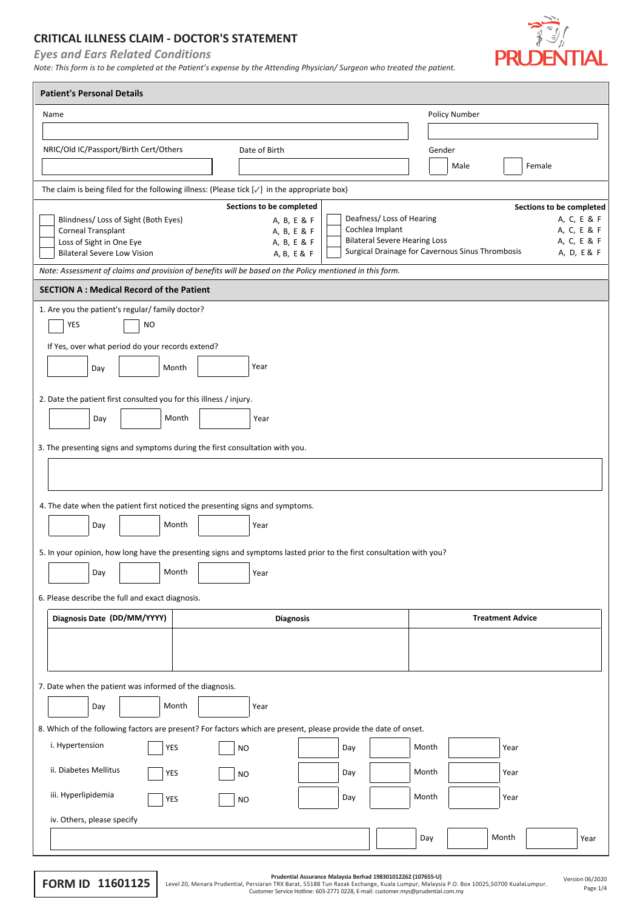# CRITICAL ILLNESS CLAIM - DOCTOR'S STATEMENT

## *Eyes and Ears Related Conditions*

*Note: This form is to be completed at the Patient's expense by the Attending Physician/ Surgeon who treated the patient.*

PRUDENTIAL

## Patient's Personal Details

Name

Policy Number

NRIC/Old IC/Passport/Birth Cert/Others

Date of Birth

Gender

☐ Male ☐ Female

The claim is being filed for the following illness: (Please tick [✓] in the appropriate box)

| | Sections to be completed | | Sections to be completed |
|---|---|---|---|
| ☐ Blindness/ Loss of Sight (Both Eyes) | A, B, E & F | ☐ Deafness/ Loss of Hearing | A, C, E & F |
| ☐ Corneal Transplant | A, B, E & F | ☐ Cochlea Implant | A, C, E & F |
| ☐ Loss of Sight in One Eye | A, B, E & F | ☐ Bilateral Severe Hearing Loss | A, C, E & F |
| ☐ Bilateral Severe Low Vision | A, B, E & F | ☐ Surgical Drainage for Cavernous Sinus Thrombosis | A, D, E & F |

*Note: Assessment of claims and provision of benefits will be based on the Policy mentioned in this form.*

## SECTION A : Medical Record of the Patient

1. Are you the patient's regular/ family doctor?

   ☐ YES ☐ NO

   If Yes, over what period do your records extend?

   ☐ Day ☐ Month ☐ Year

2. Date the patient first consulted you for this illness / injury.

   ☐ Day ☐ Month ☐ Year

3. The presenting signs and symptoms during the first consultation with you.

4. The date when the patient first noticed the presenting signs and symptoms.

   ☐ Day ☐ Month ☐ Year

5. In your opinion, how long have the presenting signs and symptoms lasted prior to the first consultation with you?

   ☐ Day ☐ Month ☐ Year

6. Please describe the full and exact diagnosis.

| Diagnosis Date (DD/MM/YYYY) | Diagnosis | Treatment Advice |
|---|---|---|
| | | |

7. Date when the patient was informed of the diagnosis.

   ☐ Day ☐ Month ☐ Year

8. Which of the following factors are present? For factors which are present, please provide the date of onset.

| | | | | | |
|---|---|---|---|---|---|
| i. Hypertension | ☐ YES | ☐ NO | ☐ Day | ☐ Month | ☐ Year |
| ii. Diabetes Mellitus | ☐ YES | ☐ NO | ☐ Day | ☐ Month | ☐ Year |
| iii. Hyperlipidemia | ☐ YES | ☐ NO | ☐ Day | ☐ Month | ☐ Year |

   iv. Others, please specify

   ☐ Day ☐ Month ☐ Year

**FORM ID 11601125**

**Prudential Assurance Malaysia Berhad 198301012262 (107655-U)**
Level 20, Menara Prudential, Persiaran TRX Barat, 55188 Tun Razak Exchange, Kuala Lumpur, Malaysia P.O. Box 10025,50700 KualaLumpur.
Customer Service Hotline: 603-2771 0228, E-mail: customer.mys@prudential.com.my

Version 06/2020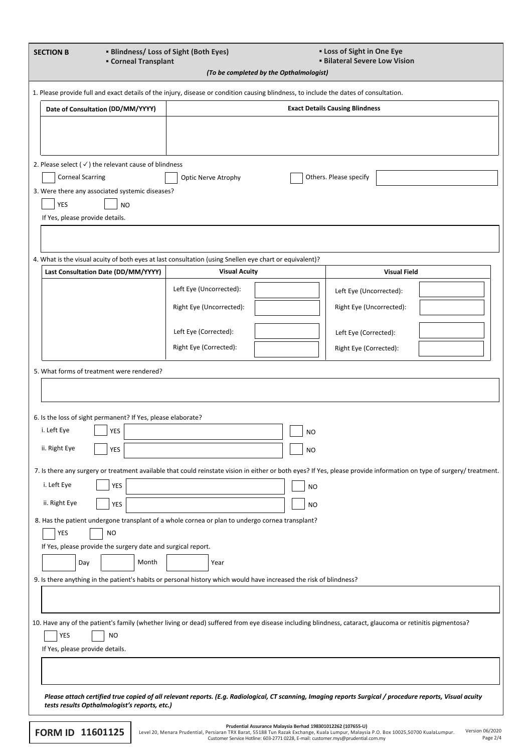## SECTION B

- **Blindness/ Loss of Sight (Both Eyes)**
- **Corneal Transplant**
- **Loss of Sight in One Eye**
- **Bilateral Severe Low Vision**

***(To be completed by the Opthalmologist)***

1. Please provide full and exact details of the injury, disease or condition causing blindness, to include the dates of consultation.

| Date of Consultation (DD/MM/YYYY) | Exact Details Causing Blindness |
|---|---|
| | |

2. Please select (✓) the relevant cause of blindness

☐ Corneal Scarring ☐ Optic Nerve Atrophy ☐ Others. Please specify ________

3. Were there any associated systemic diseases?

☐ YES ☐ NO

If Yes, please provide details.

________

4. What is the visual acuity of both eyes at last consultation (using Snellen eye chart or equivalent)?

| Last Consultation Date (DD/MM/YYYY) | Visual Acuity | | Visual Field | |
|---|---|---|---|---|
| | Left Eye (Uncorrected): | | Left Eye (Uncorrected): | |
| | Right Eye (Uncorrected): | | Right Eye (Uncorrected): | |
| | Left Eye (Corrected): | | Left Eye (Corrected): | |
| | Right Eye (Corrected): | | Right Eye (Corrected): | |

5. What forms of treatment were rendered?

________

6. Is the loss of sight permanent? If Yes, please elaborate?

i. Left Eye ☐ YES ________ ☐ NO

ii. Right Eye ☐ YES ________ ☐ NO

7. Is there any surgery or treatment available that could reinstate vision in either or both eyes? If Yes, please provide information on type of surgery/ treatment.

i. Left Eye ☐ YES ________ ☐ NO

ii. Right Eye ☐ YES ________ ☐ NO

8. Has the patient undergone transplant of a whole cornea or plan to undergo cornea transplant?

☐ YES ☐ NO

If Yes, please provide the surgery date and surgical report.

____ Day ____ Month ____ Year

9. Is there anything in the patient's habits or personal history which would have increased the risk of blindness?

________

10. Have any of the patient's family (whether living or dead) suffered from eye disease including blindness, cataract, glaucoma or retinitis pigmentosa?

☐ YES ☐ NO

If Yes, please provide details.

________

***Please attach certified true copied of all relevant reports. (E.g. Radiological, CT scanning, Imaging reports Surgical / procedure reports, Visual acuity tests results Opthalmologist's reports, etc.)***

**FORM ID 11601125**

**Prudential Assurance Malaysia Berhad 198301012262 (107655-U)**
Level 20, Menara Prudential, Persiaran TRX Barat, 55188 Tun Razak Exchange, Kuala Lumpur, Malaysia P.O. Box 10025,50700 KualaLumpur.
Customer Service Hotline: 603-2771 0228, E-mail: customer.mys@prudential.com.my

Version 06/2020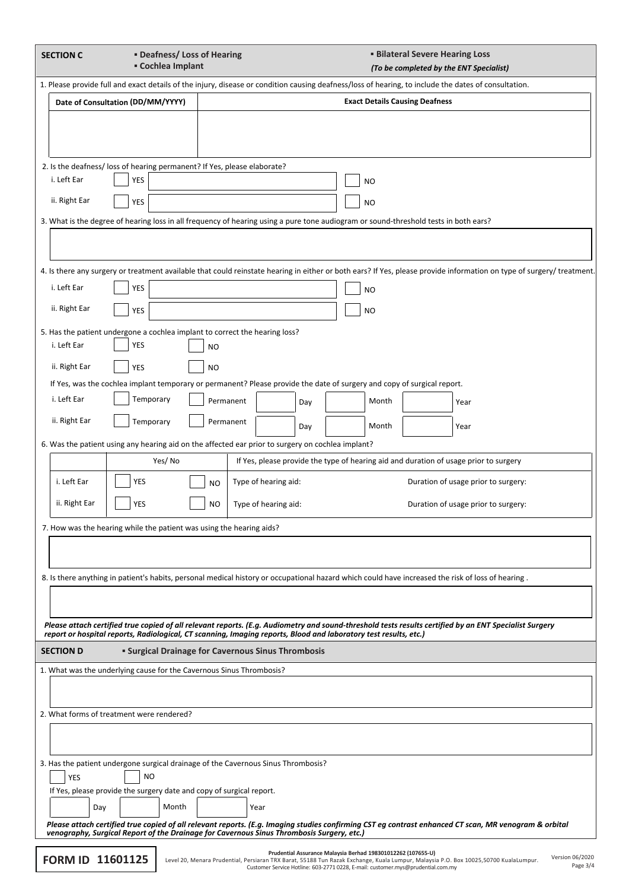## SECTION C

- **Deafness/ Loss of Hearing**
- **Cochlea Implant**
- **Bilateral Severe Hearing Loss**

***(To be completed by the ENT Specialist)***

1. Please provide full and exact details of the injury, disease or condition causing deafness/loss of hearing, to include the dates of consultation.

| Date of Consultation (DD/MM/YYYY) | Exact Details Causing Deafness |
|---|---|
| | |

2. Is the deafness/ loss of hearing permanent? If Yes, please elaborate?

i. Left Ear ☐ YES ______ ☐ NO

ii. Right Ear ☐ YES ______ ☐ NO

3. What is the degree of hearing loss in all frequency of hearing using a pure tone audiogram or sound-threshold tests in both ears?

4. Is there any surgery or treatment available that could reinstate hearing in either or both ears? If Yes, please provide information on type of surgery/ treatment.

i. Left Ear ☐ YES ______ ☐ NO

ii. Right Ear ☐ YES ______ ☐ NO

5. Has the patient undergone a cochlea implant to correct the hearing loss?

i. Left Ear ☐ YES ☐ NO

ii. Right Ear ☐ YES ☐ NO

If Yes, was the cochlea implant temporary or permanent? Please provide the date of surgery and copy of surgical report.

i. Left Ear ☐ Temporary ☐ Permanent ____ Day ____ Month ____ Year

ii. Right Ear ☐ Temporary ☐ Permanent ____ Day ____ Month ____ Year

6. Was the patient using any hearing aid on the affected ear prior to surgery on cochlea implant?

| | Yes/ No | | If Yes, please provide the type of hearing aid and duration of usage prior to surgery | |
|---|---|---|---|---|
| i. Left Ear | ☐ YES | ☐ NO | Type of hearing aid: | Duration of usage prior to surgery: |
| ii. Right Ear | ☐ YES | ☐ NO | Type of hearing aid: | Duration of usage prior to surgery: |

7. How was the hearing while the patient was using the hearing aids?

8. Is there anything in patient's habits, personal medical history or occupational hazard which could have increased the risk of loss of hearing .

*Please attach certified true copied of all relevant reports. (E.g. Audiometry and sound-threshold tests results certified by an ENT Specialist Surgery report or hospital reports, Radiological, CT scanning, Imaging reports, Blood and laboratory test results, etc.)*

## SECTION D

- **Surgical Drainage for Cavernous Sinus Thrombosis**

1. What was the underlying cause for the Cavernous Sinus Thrombosis?

2. What forms of treatment were rendered?

3. Has the patient undergone surgical drainage of the Cavernous Sinus Thrombosis?

☐ YES ☐ NO

If Yes, please provide the surgery date and copy of surgical report.

____ Day ____ Month ____ Year

*Please attach certified true copied of all relevant reports. (E.g. Imaging studies confirming CST eg contrast enhanced CT scan, MR venogram & orbital venography, Surgical Report of the Drainage for Cavernous Sinus Thrombosis Surgery, etc.)*

**FORM ID 11601125**

**Prudential Assurance Malaysia Berhad 198301012262 (107655-U)**
Level 20, Menara Prudential, Persiaran TRX Barat, 55188 Tun Razak Exchange, Kuala Lumpur, Malaysia P.O. Box 10025,50700 KualaLumpur.
Customer Service Hotline: 603-2771 0228, E-mail: customer.mys@prudential.com.my

Version 06/2020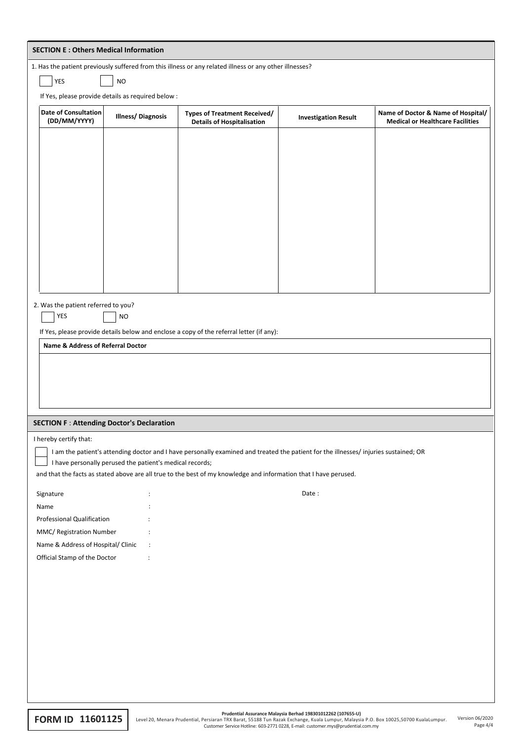## SECTION E : Others Medical Information

1. Has the patient previously suffered from this illness or any related illness or any other illnesses?

☐ YES ☐ NO

If Yes, please provide details as required below :

| Date of Consultation (DD/MM/YYYY) | Illness/ Diagnosis | Types of Treatment Received/ Details of Hospitalisation | Investigation Result | Name of Doctor & Name of Hospital/ Medical or Healthcare Facilities |
|---|---|---|---|---|
| | | | | |

2. Was the patient referred to you?

☐ YES ☐ NO

If Yes, please provide details below and enclose a copy of the referral letter (if any):

| Name & Address of Referral Doctor |
|---|
| |

## SECTION F : Attending Doctor's Declaration

I hereby certify that:

☐ I am the patient's attending doctor and I have personally examined and treated the patient for the illnesses/ injuries sustained; OR

☐ I have personally perused the patient's medical records;

and that the facts as stated above are all true to the best of my knowledge and information that I have perused.

Signature :                                        Date :

Name :

Professional Qualification :

MMC/ Registration Number :

Name & Address of Hospital/ Clinic :

Official Stamp of the Doctor :

**FORM ID 11601125**

**Prudential Assurance Malaysia Berhad 198301012262 (107655-U)**
Level 20, Menara Prudential, Persiaran TRX Barat, 55188 Tun Razak Exchange, Kuala Lumpur, Malaysia P.O. Box 10025,50700 KualaLumpur.
Customer Service Hotline: 603-2771 0228, E-mail: customer.mys@prudential.com.my

Version 06/2020